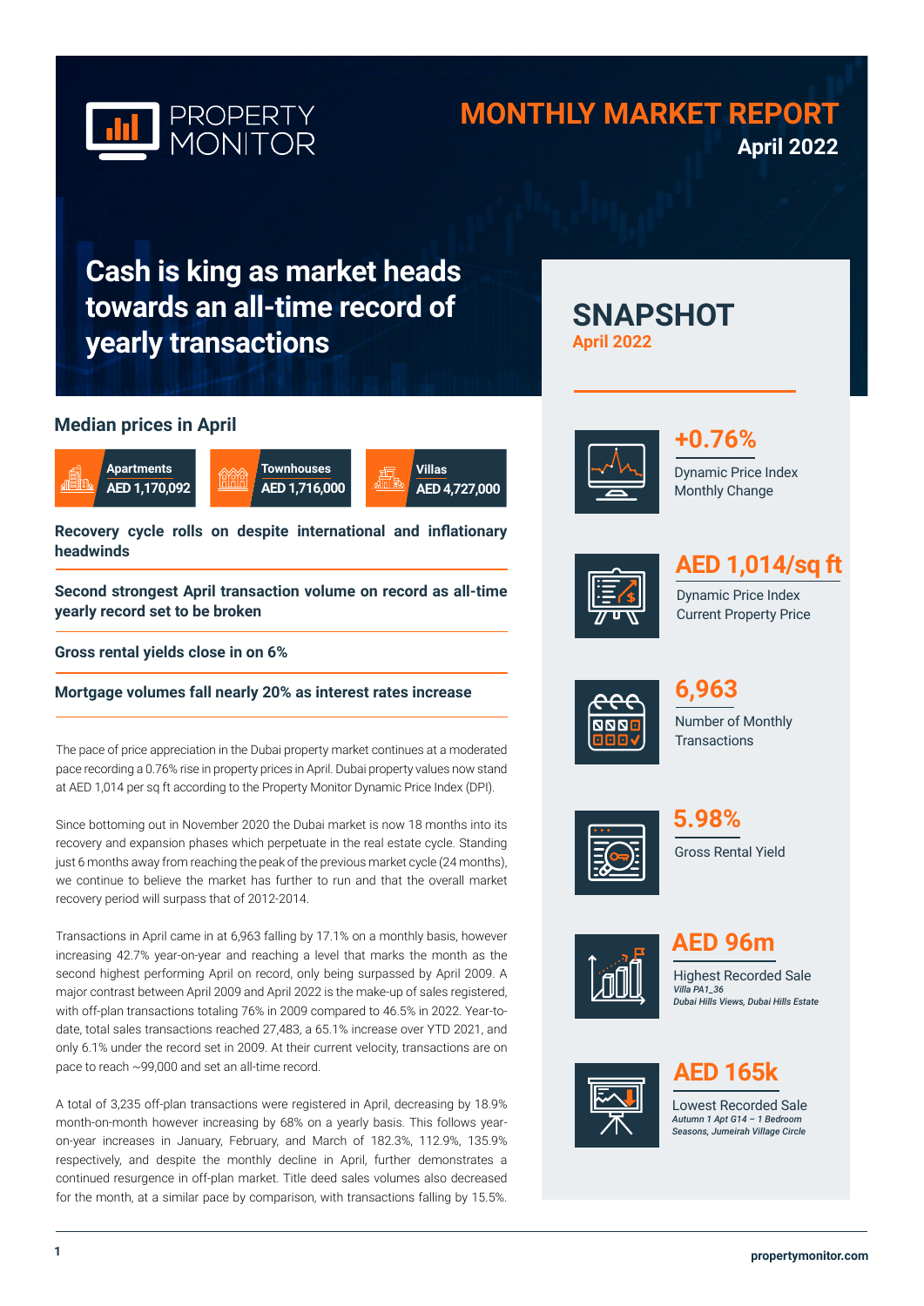PROPERTY MONITOR

# MONTHLY MARKET REPORT

**April 2022**

## Cash is king as market heads towards an all-time record of yearly transactions

### Median prices in April

| Apartments | Townhouses | Villas |
|---|---|---|
| AED 1,170,092 | AED 1,716,000 | AED 4,727,000 |

**Recovery cycle rolls on despite international and inflationary headwinds**

**Second strongest April transaction volume on record as all-time yearly record set to be broken**

**Gross rental yields close in on 6%**

**Mortgage volumes fall nearly 20% as interest rates increase**

The pace of price appreciation in the Dubai property market continues at a moderated pace recording a 0.76% rise in property prices in April. Dubai property values now stand at AED 1,014 per sq ft according to the Property Monitor Dynamic Price Index (DPI).

Since bottoming out in November 2020 the Dubai market is now 18 months into its recovery and expansion phases which perpetuate in the real estate cycle. Standing just 6 months away from reaching the peak of the previous market cycle (24 months), we continue to believe the market has further to run and that the overall market recovery period will surpass that of 2012-2014.

Transactions in April came in at 6,963 falling by 17.1% on a monthly basis, however increasing 42.7% year-on-year and reaching a level that marks the month as the second highest performing April on record, only being surpassed by April 2009. A major contrast between April 2009 and April 2022 is the make-up of sales registered, with off-plan transactions totaling 76% in 2009 compared to 46.5% in 2022. Year-to-date, total sales transactions reached 27,483, a 65.1% increase over YTD 2021, and only 6.1% under the record set in 2009. At their current velocity, transactions are on pace to reach ~99,000 and set an all-time record.

A total of 3,235 off-plan transactions were registered in April, decreasing by 18.9% month-on-month however increasing by 68% on a yearly basis. This follows year-on-year increases in January, February, and March of 182.3%, 112.9%, 135.9% respectively, and despite the monthly decline in April, further demonstrates a continued resurgence in off-plan market. Title deed sales volumes also decreased for the month, at a similar pace by comparison, with transactions falling by 15.5%.

## SNAPSHOT

**April 2022**

**+0.76%**
Dynamic Price Index Monthly Change

**AED 1,014/sq ft**
Dynamic Price Index Current Property Price

**6,963**
Number of Monthly Transactions

**5.98%**
Gross Rental Yield

**AED 96m**
Highest Recorded Sale
*Villa PA1_36*
*Dubai Hills Views, Dubai Hills Estate*

**AED 165k**
Lowest Recorded Sale
*Autumn 1 Apt G14 – 1 Bedroom*
*Seasons, Jumeirah Village Circle*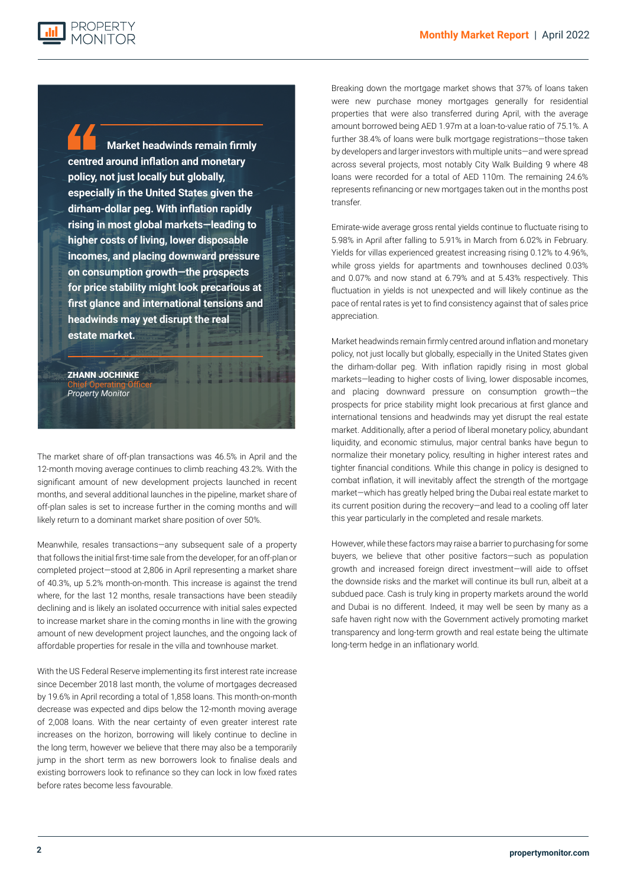> **Market headwinds remain firmly centred around inflation and monetary policy, not just locally but globally, especially in the United States given the dirham-dollar peg. With inflation rapidly rising in most global markets—leading to higher costs of living, lower disposable incomes, and placing downward pressure on consumption growth—the prospects for price stability might look precarious at first glance and international tensions and headwinds may yet disrupt the real estate market.**
>
> **ZHANN JOCHINKE**
> Chief Operating Officer
> *Property Monitor*

The market share of off-plan transactions was 46.5% in April and the 12-month moving average continues to climb reaching 43.2%. With the significant amount of new development projects launched in recent months, and several additional launches in the pipeline, market share of off-plan sales is set to increase further in the coming months and will likely return to a dominant market share position of over 50%.

Meanwhile, resales transactions—any subsequent sale of a property that follows the initial first-time sale from the developer, for an off-plan or completed project—stood at 2,806 in April representing a market share of 40.3%, up 5.2% month-on-month. This increase is against the trend where, for the last 12 months, resale transactions have been steadily declining and is likely an isolated occurrence with initial sales expected to increase market share in the coming months in line with the growing amount of new development project launches, and the ongoing lack of affordable properties for resale in the villa and townhouse market.

With the US Federal Reserve implementing its first interest rate increase since December 2018 last month, the volume of mortgages decreased by 19.6% in April recording a total of 1,858 loans. This month-on-month decrease was expected and dips below the 12-month moving average of 2,008 loans. With the near certainty of even greater interest rate increases on the horizon, borrowing will likely continue to decline in the long term, however we believe that there may also be a temporarily jump in the short term as new borrowers look to finalise deals and existing borrowers look to refinance so they can lock in low fixed rates before rates become less favourable.

Breaking down the mortgage market shows that 37% of loans taken were new purchase money mortgages generally for residential properties that were also transferred during April, with the average amount borrowed being AED 1.97m at a loan-to-value ratio of 75.1%. A further 38.4% of loans were bulk mortgage registrations—those taken by developers and larger investors with multiple units—and were spread across several projects, most notably City Walk Building 9 where 48 loans were recorded for a total of AED 110m. The remaining 24.6% represents refinancing or new mortgages taken out in the months post transfer.

Emirate-wide average gross rental yields continue to fluctuate rising to 5.98% in April after falling to 5.91% in March from 6.02% in February. Yields for villas experienced greatest increasing rising 0.12% to 4.96%, while gross yields for apartments and townhouses declined 0.03% and 0.07% and now stand at 6.79% and at 5.43% respectively. This fluctuation in yields is not unexpected and will likely continue as the pace of rental rates is yet to find consistency against that of sales price appreciation.

Market headwinds remain firmly centred around inflation and monetary policy, not just locally but globally, especially in the United States given the dirham-dollar peg. With inflation rapidly rising in most global markets—leading to higher costs of living, lower disposable incomes, and placing downward pressure on consumption growth—the prospects for price stability might look precarious at first glance and international tensions and headwinds may yet disrupt the real estate market. Additionally, after a period of liberal monetary policy, abundant liquidity, and economic stimulus, major central banks have begun to normalize their monetary policy, resulting in higher interest rates and tighter financial conditions. While this change in policy is designed to combat inflation, it will inevitably affect the strength of the mortgage market—which has greatly helped bring the Dubai real estate market to its current position during the recovery—and lead to a cooling off later this year particularly in the completed and resale markets.

However, while these factors may raise a barrier to purchasing for some buyers, we believe that other positive factors—such as population growth and increased foreign direct investment—will aide to offset the downside risks and the market will continue its bull run, albeit at a subdued pace. Cash is truly king in property markets around the world and Dubai is no different. Indeed, it may well be seen by many as a safe haven right now with the Government actively promoting market transparency and long-term growth and real estate being the ultimate long-term hedge in an inflationary world.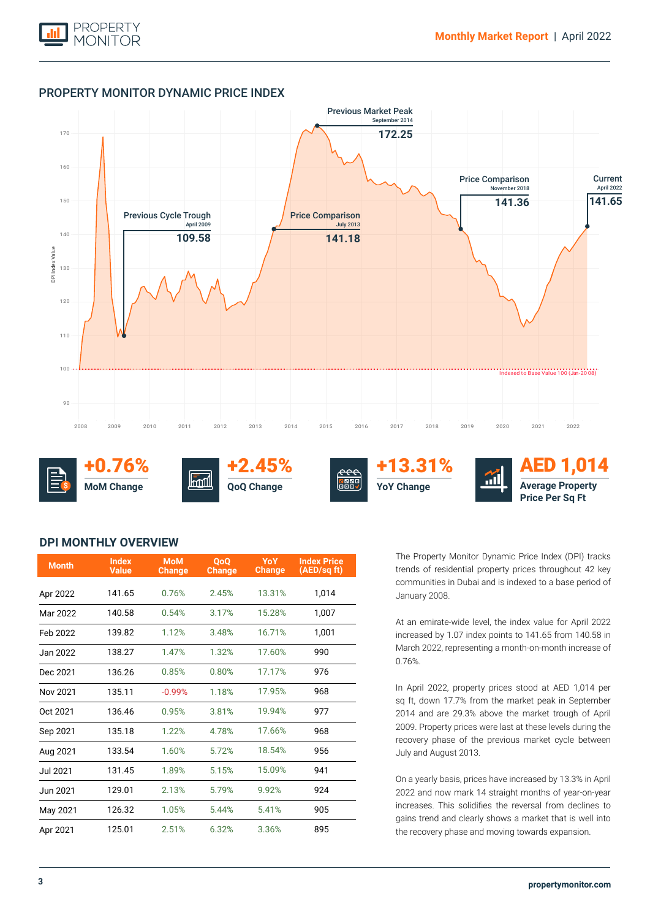## PROPERTY MONITOR DYNAMIC PRICE INDEX

Previous Market Peak
September 2014
**172.25**

Previous Cycle Trough
April 2009
**109.58**

Price Comparison
July 2013
**141.18**

Price Comparison
November 2018
**141.36**

Current
April 2022
**141.65**

Indexed to Base Value 100 (Jan-2008)

**+0.76%** MoM Change

**+2.45%** QoQ Change

**+13.31%** YoY Change

**AED 1,014** Average Property Price Per Sq Ft

## DPI MONTHLY OVERVIEW

| Month | Index Value | MoM Change | QoQ Change | YoY Change | Index Price (AED/sq ft) |
|---|---|---|---|---|---|
| Apr 2022 | 141.65 | 0.76% | 2.45% | 13.31% | 1,014 |
| Mar 2022 | 140.58 | 0.54% | 3.17% | 15.28% | 1,007 |
| Feb 2022 | 139.82 | 1.12% | 3.48% | 16.71% | 1,001 |
| Jan 2022 | 138.27 | 1.47% | 1.32% | 17.60% | 990 |
| Dec 2021 | 136.26 | 0.85% | 0.80% | 17.17% | 976 |
| Nov 2021 | 135.11 | -0.99% | 1.18% | 17.95% | 968 |
| Oct 2021 | 136.46 | 0.95% | 3.81% | 19.94% | 977 |
| Sep 2021 | 135.18 | 1.22% | 4.78% | 17.66% | 968 |
| Aug 2021 | 133.54 | 1.60% | 5.72% | 18.54% | 956 |
| Jul 2021 | 131.45 | 1.89% | 5.15% | 15.09% | 941 |
| Jun 2021 | 129.01 | 2.13% | 5.79% | 9.92% | 924 |
| May 2021 | 126.32 | 1.05% | 5.44% | 5.41% | 905 |
| Apr 2021 | 125.01 | 2.51% | 6.32% | 3.36% | 895 |

The Property Monitor Dynamic Price Index (DPI) tracks trends of residential property prices throughout 42 key communities in Dubai and is indexed to a base period of January 2008.

At an emirate-wide level, the index value for April 2022 increased by 1.07 index points to 141.65 from 140.58 in March 2022, representing a month-on-month increase of 0.76%.

In April 2022, property prices stood at AED 1,014 per sq ft, down 17.7% from the market peak in September 2014 and are 29.3% above the market trough of April 2009. Property prices were last at these levels during the recovery phase of the previous market cycle between July and August 2013.

On a yearly basis, prices have increased by 13.3% in April 2022 and now mark 14 straight months of year-on-year increases. This solidifies the reversal from declines to gains trend and clearly shows a market that is well into the recovery phase and moving towards expansion.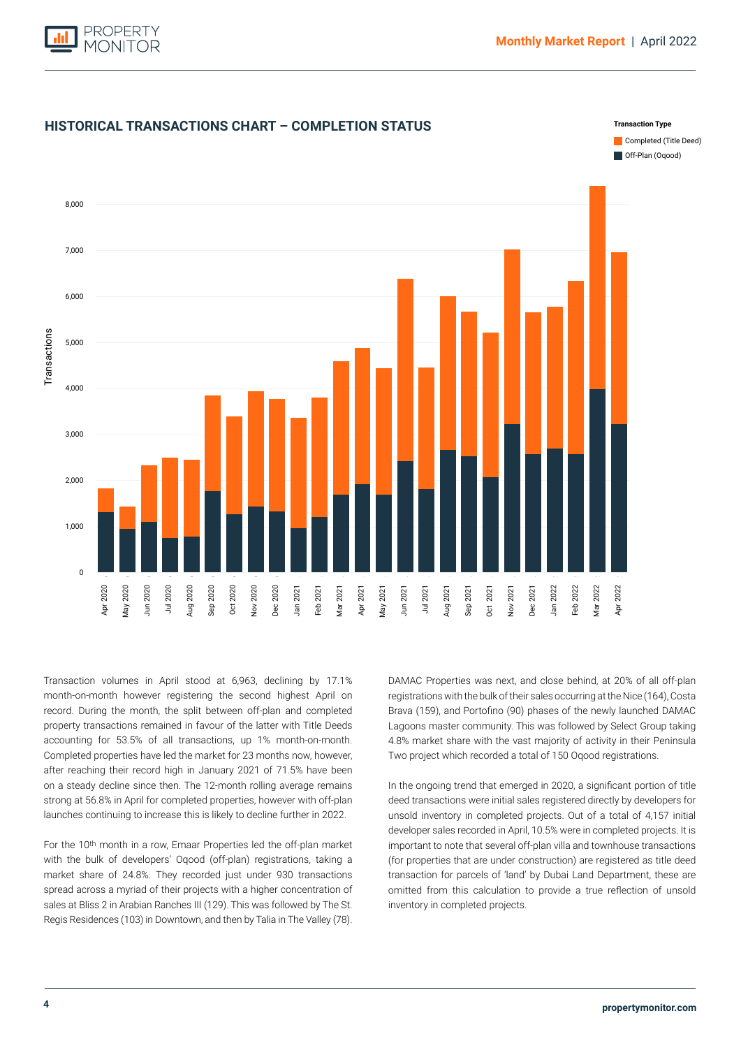## HISTORICAL TRANSACTIONS CHART – COMPLETION STATUS

Transaction volumes in April stood at 6,963, declining by 17.1% month-on-month however registering the second highest April on record. During the month, the split between off-plan and completed property transactions remained in favour of the latter with Title Deeds accounting for 53.5% of all transactions, up 1% month-on-month. Completed properties have led the market for 23 months now, however, after reaching their record high in January 2021 of 71.5% have been on a steady decline since then. The 12-month rolling average remains strong at 56.8% in April for completed properties, however with off-plan launches continuing to increase this is likely to decline further in 2022.

For the 10th month in a row, Emaar Properties led the off-plan market with the bulk of developers' Oqood (off-plan) registrations, taking a market share of 24.8%. They recorded just under 930 transactions spread across a myriad of their projects with a higher concentration of sales at Bliss 2 in Arabian Ranches III (129). This was followed by The St. Regis Residences (103) in Downtown, and then by Talia in The Valley (78).

DAMAC Properties was next, and close behind, at 20% of all off-plan registrations with the bulk of their sales occurring at the Nice (164), Costa Brava (159), and Portofino (90) phases of the newly launched DAMAC Lagoons master community. This was followed by Select Group taking 4.8% market share with the vast majority of activity in their Peninsula Two project which recorded a total of 150 Oqood registrations.

In the ongoing trend that emerged in 2020, a significant portion of title deed transactions were initial sales registered directly by developers for unsold inventory in completed projects. Out of a total of 4,157 initial developer sales recorded in April, 10.5% were in completed projects. It is important to note that several off-plan villa and townhouse transactions (for properties that are under construction) are registered as title deed transaction for parcels of 'land' by Dubai Land Department, these are omitted from this calculation to provide a true reflection of unsold inventory in completed projects.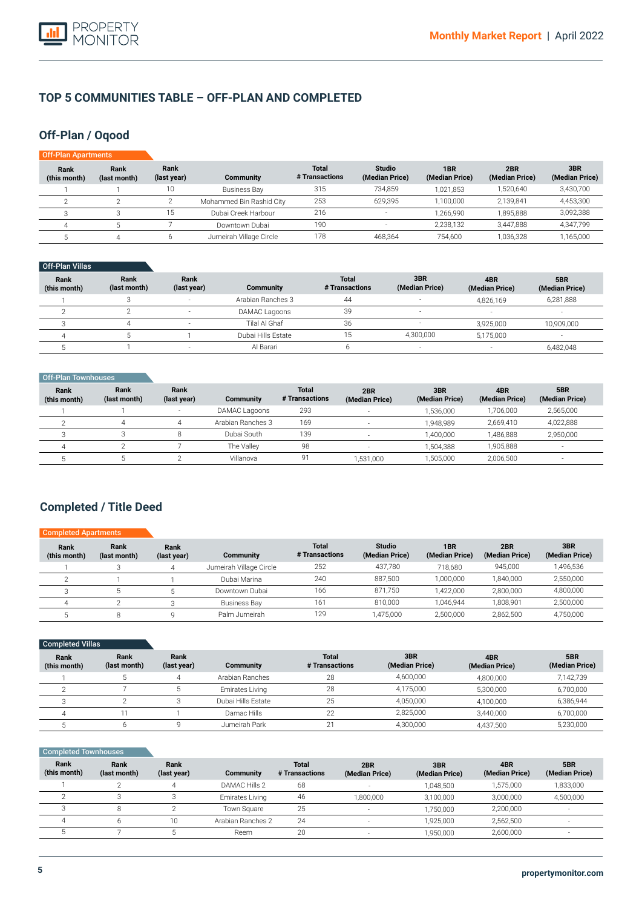## TOP 5 COMMUNITIES TABLE – OFF-PLAN AND COMPLETED

### Off-Plan / Oqood

**Off-Plan Apartments**

| Rank (this month) | Rank (last month) | Rank (last year) | Community | Total # Transactions | Studio (Median Price) | 1BR (Median Price) | 2BR (Median Price) | 3BR (Median Price) |
|---|---|---|---|---|---|---|---|---|
| 1 | 1 | 10 | Business Bay | 315 | 734,859 | 1,021,853 | 1,520,640 | 3,430,700 |
| 2 | 2 | 2 | Mohammed Bin Rashid City | 253 | 629,395 | 1,100,000 | 2,139,841 | 4,453,300 |
| 3 | 3 | 15 | Dubai Creek Harbour | 216 | - | 1,266,990 | 1,895,888 | 3,092,388 |
| 4 | 5 | 7 | Downtown Dubai | 190 | - | 2,238,132 | 3,447,888 | 4,347,799 |
| 5 | 4 | 6 | Jumeirah Village Circle | 178 | 468,364 | 754,600 | 1,036,328 | 1,165,000 |

**Off-Plan Villas**

| Rank (this month) | Rank (last month) | Rank (last year) | Community | Total # Transactions | 3BR (Median Price) | 4BR (Median Price) | 5BR (Median Price) |
|---|---|---|---|---|---|---|---|
| 1 | 3 | - | Arabian Ranches 3 | 44 | - | 4,826,169 | 6,281,888 |
| 2 | 2 | - | DAMAC Lagoons | 39 | - | - | - |
| 3 | 4 | - | Tilal Al Ghaf | 36 | - | 3,925,000 | 10,909,000 |
| 4 | 5 | 1 | Dubai Hills Estate | 15 | 4,300,000 | 5,175,000 | - |
| 5 | 1 | - | Al Barari | 6 | - | - | 6,482,048 |

**Off-Plan Townhouses**

| Rank (this month) | Rank (last month) | Rank (last year) | Community | Total # Transactions | 2BR (Median Price) | 3BR (Median Price) | 4BR (Median Price) | 5BR (Median Price) |
|---|---|---|---|---|---|---|---|---|
| 1 | 1 | - | DAMAC Lagoons | 293 | - | 1,536,000 | 1,706,000 | 2,565,000 |
| 2 | 4 | 4 | Arabian Ranches 3 | 169 | - | 1,948,989 | 2,669,410 | 4,022,888 |
| 3 | 3 | 8 | Dubai South | 139 | - | 1,400,000 | 1,486,888 | 2,950,000 |
| 4 | 2 | 7 | The Valley | 98 | - | 1,504,388 | 1,905,888 | - |
| 5 | 5 | 2 | Villanova | 91 | 1,531,000 | 1,505,000 | 2,006,500 | - |

### Completed / Title Deed

**Completed Apartments**

| Rank (this month) | Rank (last month) | Rank (last year) | Community | Total # Transactions | Studio (Median Price) | 1BR (Median Price) | 2BR (Median Price) | 3BR (Median Price) |
|---|---|---|---|---|---|---|---|---|
| 1 | 3 | 4 | Jumeirah Village Circle | 252 | 437,780 | 718,680 | 945,000 | 1,496,536 |
| 2 | 1 | 1 | Dubai Marina | 240 | 887,500 | 1,000,000 | 1,840,000 | 2,550,000 |
| 3 | 5 | 5 | Downtown Dubai | 166 | 871,750 | 1,422,000 | 2,800,000 | 4,800,000 |
| 4 | 2 | 3 | Business Bay | 161 | 810,000 | 1,046,944 | 1,808,901 | 2,500,000 |
| 5 | 8 | 9 | Palm Jumeirah | 129 | 1,475,000 | 2,500,000 | 2,862,500 | 4,750,000 |

**Completed Villas**

| Rank (this month) | Rank (last month) | Rank (last year) | Community | Total # Transactions | 3BR (Median Price) | 4BR (Median Price) | 5BR (Median Price) |
|---|---|---|---|---|---|---|---|
| 1 | 5 | 4 | Arabian Ranches | 28 | 4,600,000 | 4,800,000 | 7,142,739 |
| 2 | 7 | 5 | Emirates Living | 28 | 4,175,000 | 5,300,000 | 6,700,000 |
| 3 | 2 | 3 | Dubai Hills Estate | 25 | 4,050,000 | 4,100,000 | 6,386,944 |
| 4 | 11 | 1 | Damac Hills | 22 | 2,825,000 | 3,440,000 | 6,700,000 |
| 5 | 6 | 9 | Jumeirah Park | 21 | 4,300,000 | 4,437,500 | 5,230,000 |

**Completed Townhouses**

| Rank (this month) | Rank (last month) | Rank (last year) | Community | Total # Transactions | 2BR (Median Price) | 3BR (Median Price) | 4BR (Median Price) | 5BR (Median Price) |
|---|---|---|---|---|---|---|---|---|
| 1 | 2 | 4 | DAMAC Hills 2 | 68 | - | 1,048,500 | 1,575,000 | 1,833,000 |
| 2 | 3 | 3 | Emirates Living | 46 | 1,800,000 | 3,100,000 | 3,000,000 | 4,500,000 |
| 3 | 8 | 2 | Town Square | 25 | - | 1,750,000 | 2,200,000 | - |
| 4 | 6 | 10 | Arabian Ranches 2 | 24 | - | 1,925,000 | 2,562,500 | - |
| 5 | 7 | 5 | Reem | 20 | - | 1,950,000 | 2,600,000 | - |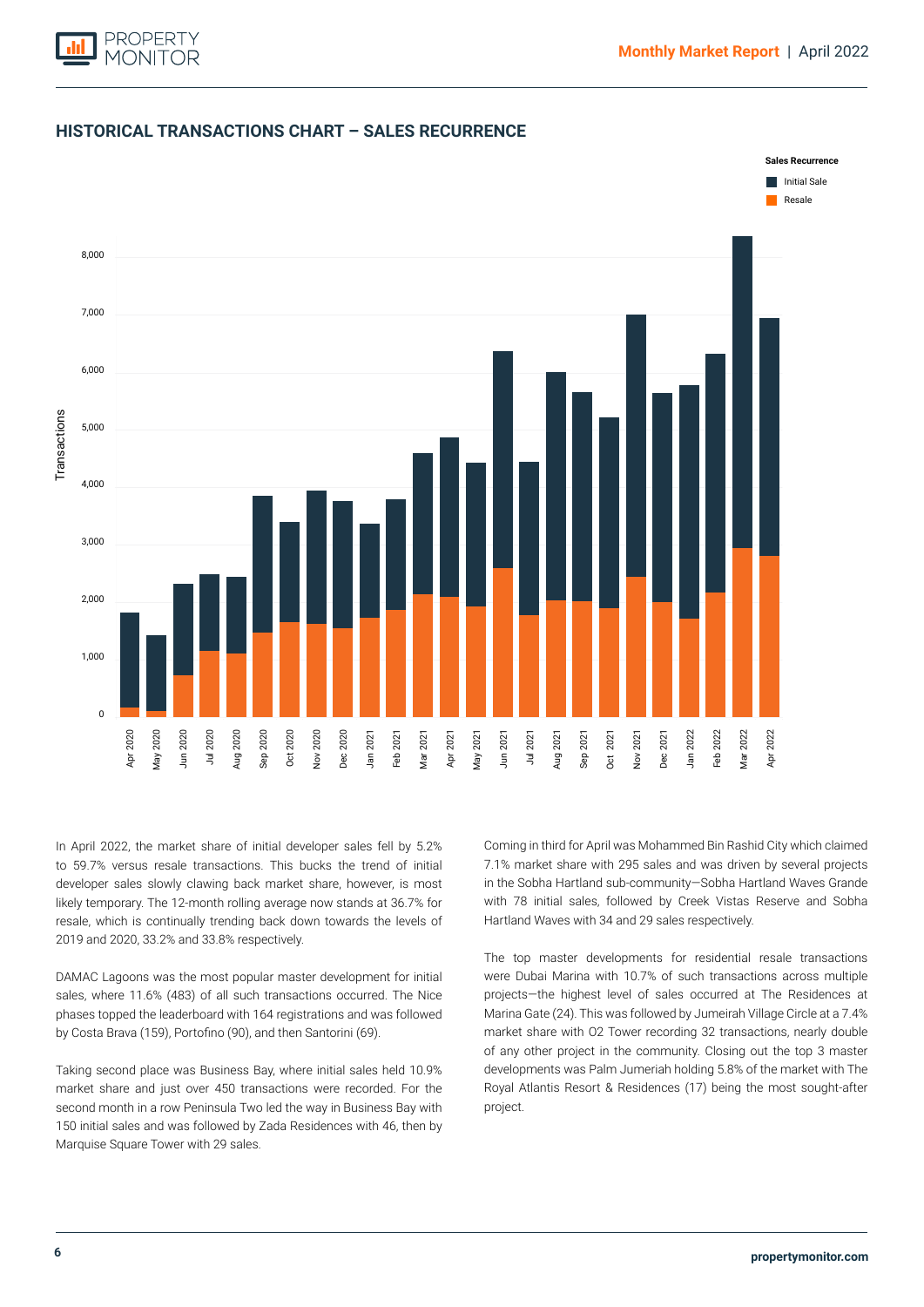## HISTORICAL TRANSACTIONS CHART – SALES RECURRENCE

In April 2022, the market share of initial developer sales fell by 5.2% to 59.7% versus resale transactions. This bucks the trend of initial developer sales slowly clawing back market share, however, is most likely temporary. The 12-month rolling average now stands at 36.7% for resale, which is continually trending back down towards the levels of 2019 and 2020, 33.2% and 33.8% respectively.

DAMAC Lagoons was the most popular master development for initial sales, where 11.6% (483) of all such transactions occurred. The Nice phases topped the leaderboard with 164 registrations and was followed by Costa Brava (159), Portofino (90), and then Santorini (69).

Taking second place was Business Bay, where initial sales held 10.9% market share and just over 450 transactions were recorded. For the second month in a row Peninsula Two led the way in Business Bay with 150 initial sales and was followed by Zada Residences with 46, then by Marquise Square Tower with 29 sales.

Coming in third for April was Mohammed Bin Rashid City which claimed 7.1% market share with 295 sales and was driven by several projects in the Sobha Hartland sub-community—Sobha Hartland Waves Grande with 78 initial sales, followed by Creek Vistas Reserve and Sobha Hartland Waves with 34 and 29 sales respectively.

The top master developments for residential resale transactions were Dubai Marina with 10.7% of such transactions across multiple projects—the highest level of sales occurred at The Residences at Marina Gate (24). This was followed by Jumeirah Village Circle at a 7.4% market share with O2 Tower recording 32 transactions, nearly double of any other project in the community. Closing out the top 3 master developments was Palm Jumeriah holding 5.8% of the market with The Royal Atlantis Resort & Residences (17) being the most sought-after project.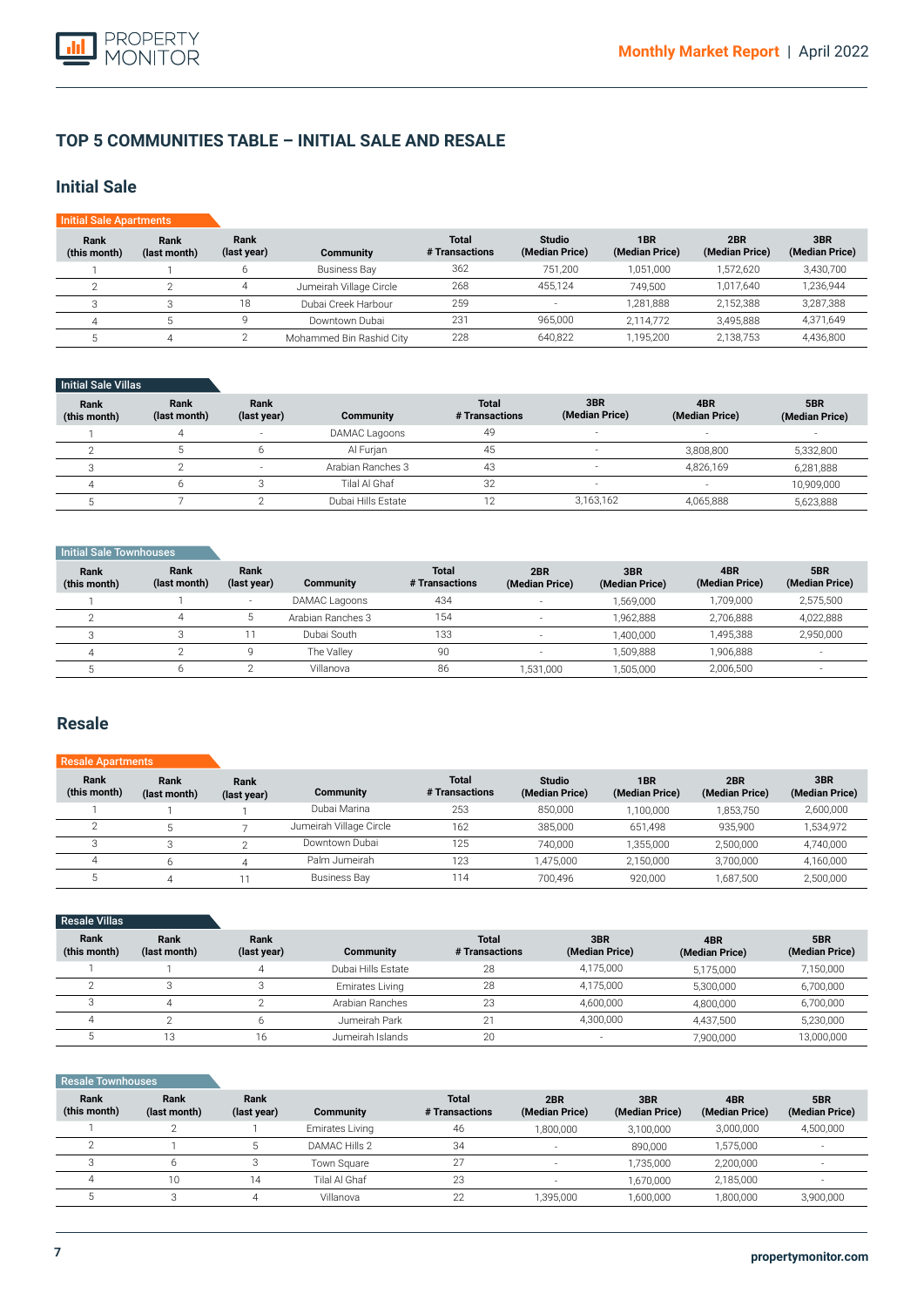## TOP 5 COMMUNITIES TABLE – INITIAL SALE AND RESALE

### Initial Sale

**Initial Sale Apartments**

| Rank (this month) | Rank (last month) | Rank (last year) | Community | Total # Transactions | Studio (Median Price) | 1BR (Median Price) | 2BR (Median Price) | 3BR (Median Price) |
|---|---|---|---|---|---|---|---|---|
| 1 | 1 | 6 | Business Bay | 362 | 751,200 | 1,051,000 | 1,572,620 | 3,430,700 |
| 2 | 2 | 4 | Jumeirah Village Circle | 268 | 455,124 | 749,500 | 1,017,640 | 1,236,944 |
| 3 | 3 | 18 | Dubai Creek Harbour | 259 | - | 1,281,888 | 2,152,388 | 3,287,388 |
| 4 | 5 | 9 | Downtown Dubai | 231 | 965,000 | 2,114,772 | 3,495,888 | 4,371,649 |
| 5 | 4 | 2 | Mohammed Bin Rashid City | 228 | 640,822 | 1,195,200 | 2,138,753 | 4,436,800 |

**Initial Sale Villas**

| Rank (this month) | Rank (last month) | Rank (last year) | Community | Total # Transactions | 3BR (Median Price) | 4BR (Median Price) | 5BR (Median Price) |
|---|---|---|---|---|---|---|---|
| 1 | 4 | - | DAMAC Lagoons | 49 | - | - | - |
| 2 | 5 | 6 | Al Furjan | 45 | - | 3,808,800 | 5,332,800 |
| 3 | 2 | - | Arabian Ranches 3 | 43 | - | 4,826,169 | 6,281,888 |
| 4 | 6 | 3 | Tilal Al Ghaf | 32 | - | - | 10,909,000 |
| 5 | 7 | 2 | Dubai Hills Estate | 12 | 3,163,162 | 4,065,888 | 5,623,888 |

**Initial Sale Townhouses**

| Rank (this month) | Rank (last month) | Rank (last year) | Community | Total # Transactions | 2BR (Median Price) | 3BR (Median Price) | 4BR (Median Price) | 5BR (Median Price) |
|---|---|---|---|---|---|---|---|---|
| 1 | 1 | - | DAMAC Lagoons | 434 | - | 1,569,000 | 1,709,000 | 2,575,500 |
| 2 | 4 | 5 | Arabian Ranches 3 | 154 | - | 1,962,888 | 2,706,888 | 4,022,888 |
| 3 | 3 | 11 | Dubai South | 133 | - | 1,400,000 | 1,495,388 | 2,950,000 |
| 4 | 2 | 9 | The Valley | 90 | - | 1,509,888 | 1,906,888 | - |
| 5 | 6 | 2 | Villanova | 86 | 1,531,000 | 1,505,000 | 2,006,500 | - |

### Resale

**Resale Apartments**

| Rank (this month) | Rank (last month) | Rank (last year) | Community | Total # Transactions | Studio (Median Price) | 1BR (Median Price) | 2BR (Median Price) | 3BR (Median Price) |
|---|---|---|---|---|---|---|---|---|
| 1 | 1 | 1 | Dubai Marina | 253 | 850,000 | 1,100,000 | 1,853,750 | 2,600,000 |
| 2 | 5 | 7 | Jumeirah Village Circle | 162 | 385,000 | 651,498 | 935,900 | 1,534,972 |
| 3 | 3 | 2 | Downtown Dubai | 125 | 740,000 | 1,355,000 | 2,500,000 | 4,740,000 |
| 4 | 6 | 4 | Palm Jumeirah | 123 | 1,475,000 | 2,150,000 | 3,700,000 | 4,160,000 |
| 5 | 4 | 11 | Business Bay | 114 | 700,496 | 920,000 | 1,687,500 | 2,500,000 |

**Resale Villas**

| Rank (this month) | Rank (last month) | Rank (last year) | Community | Total # Transactions | 3BR (Median Price) | 4BR (Median Price) | 5BR (Median Price) |
|---|---|---|---|---|---|---|---|
| 1 | 1 | 4 | Dubai Hills Estate | 28 | 4,175,000 | 5,175,000 | 7,150,000 |
| 2 | 3 | 3 | Emirates Living | 28 | 4,175,000 | 5,300,000 | 6,700,000 |
| 3 | 4 | 2 | Arabian Ranches | 23 | 4,600,000 | 4,800,000 | 6,700,000 |
| 4 | 2 | 6 | Jumeirah Park | 21 | 4,300,000 | 4,437,500 | 5,230,000 |
| 5 | 13 | 16 | Jumeirah Islands | 20 | - | 7,900,000 | 13,000,000 |

**Resale Townhouses**

| Rank (this month) | Rank (last month) | Rank (last year) | Community | Total # Transactions | 2BR (Median Price) | 3BR (Median Price) | 4BR (Median Price) | 5BR (Median Price) |
|---|---|---|---|---|---|---|---|---|
| 1 | 2 | 1 | Emirates Living | 46 | 1,800,000 | 3,100,000 | 3,000,000 | 4,500,000 |
| 2 | 1 | 5 | DAMAC Hills 2 | 34 | - | 890,000 | 1,575,000 | - |
| 3 | 6 | 3 | Town Square | 27 | - | 1,735,000 | 2,200,000 | - |
| 4 | 10 | 14 | Tilal Al Ghaf | 23 | - | 1,670,000 | 2,185,000 | - |
| 5 | 3 | 4 | Villanova | 22 | 1,395,000 | 1,600,000 | 1,800,000 | 3,900,000 |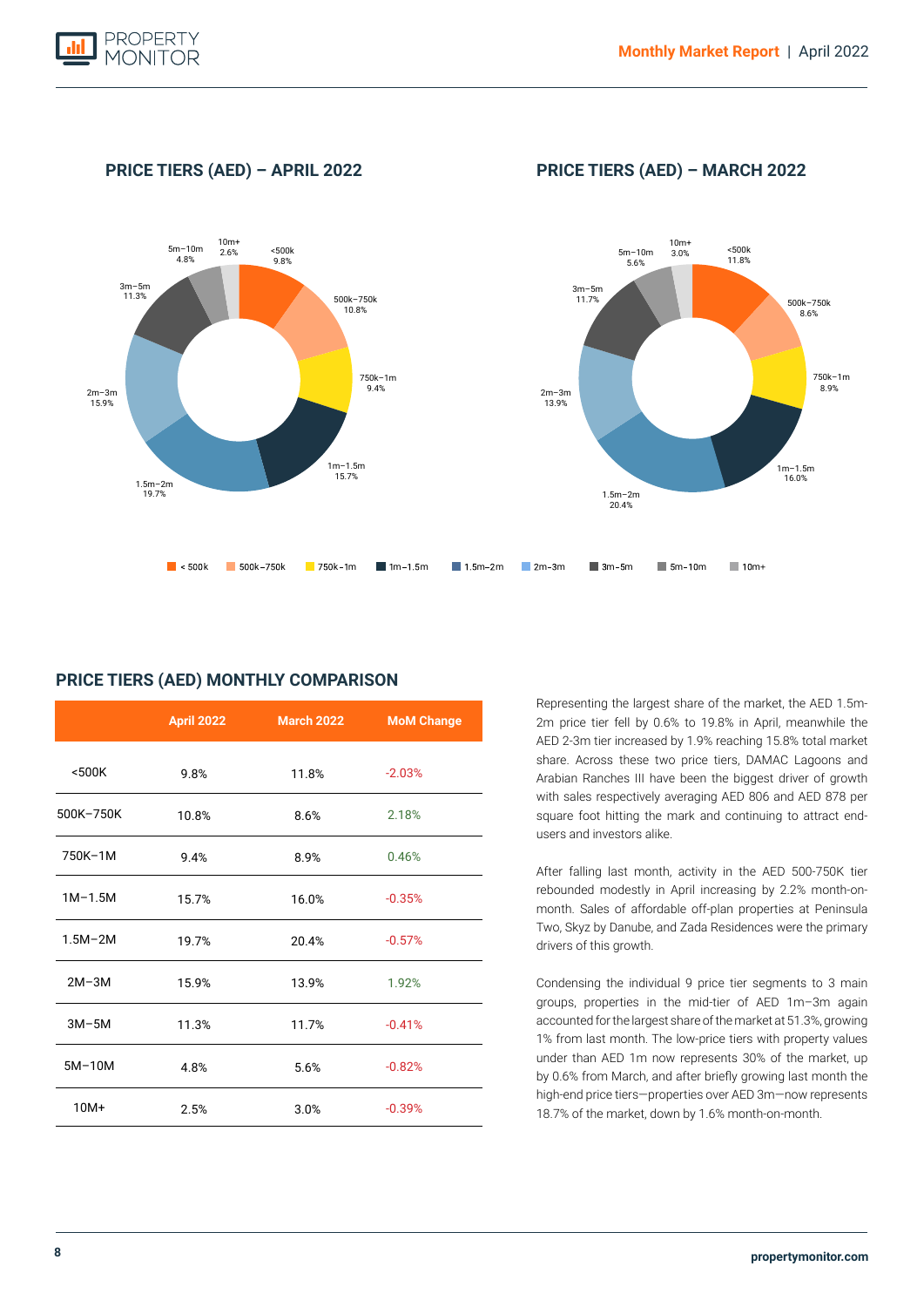## PRICE TIERS (AED) – APRIL 2022

## PRICE TIERS (AED) – MARCH 2022

## PRICE TIERS (AED) MONTHLY COMPARISON

| | April 2022 | March 2022 | MoM Change |
|---|---|---|---|
| <500K | 9.8% | 11.8% | -2.03% |
| 500K–750K | 10.8% | 8.6% | 2.18% |
| 750K–1M | 9.4% | 8.9% | 0.46% |
| 1M–1.5M | 15.7% | 16.0% | -0.35% |
| 1.5M–2M | 19.7% | 20.4% | -0.57% |
| 2M–3M | 15.9% | 13.9% | 1.92% |
| 3M–5M | 11.3% | 11.7% | -0.41% |
| 5M–10M | 4.8% | 5.6% | -0.82% |
| 10M+ | 2.5% | 3.0% | -0.39% |

Representing the largest share of the market, the AED 1.5m-2m price tier fell by 0.6% to 19.8% in April, meanwhile the AED 2-3m tier increased by 1.9% reaching 15.8% total market share. Across these two price tiers, DAMAC Lagoons and Arabian Ranches III have been the biggest driver of growth with sales respectively averaging AED 806 and AED 878 per square foot hitting the mark and continuing to attract end-users and investors alike.

After falling last month, activity in the AED 500-750K tier rebounded modestly in April increasing by 2.2% month-on-month. Sales of affordable off-plan properties at Peninsula Two, Skyz by Danube, and Zada Residences were the primary drivers of this growth.

Condensing the individual 9 price tier segments to 3 main groups, properties in the mid-tier of AED 1m–3m again accounted for the largest share of the market at 51.3%, growing 1% from last month. The low-price tiers with property values under than AED 1m now represents 30% of the market, up by 0.6% from March, and after briefly growing last month the high-end price tiers—properties over AED 3m—now represents 18.7% of the market, down by 1.6% month-on-month.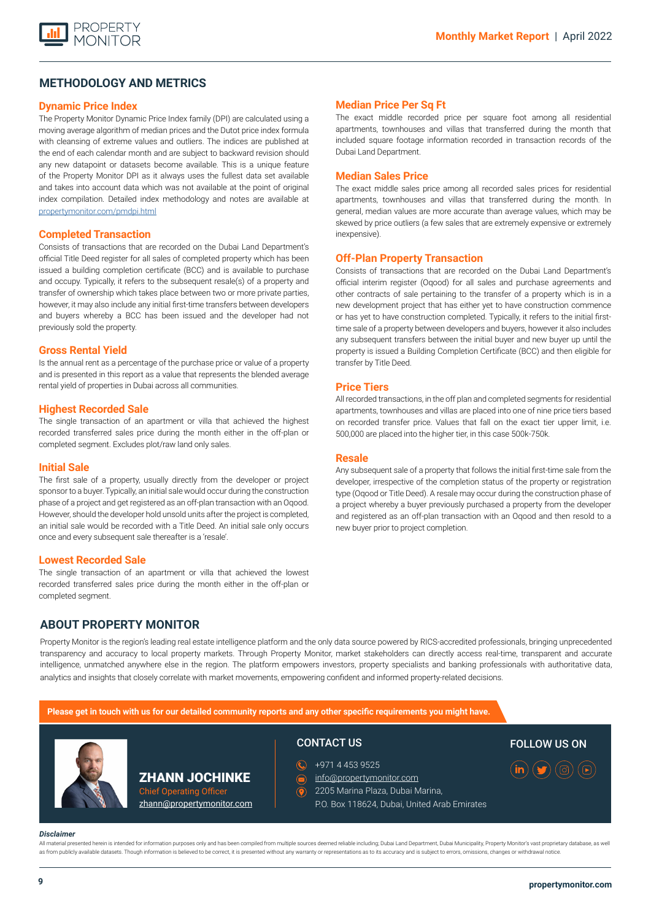# METHODOLOGY AND METRICS

## Dynamic Price Index

The Property Monitor Dynamic Price Index family (DPI) are calculated using a moving average algorithm of median prices and the Dutot price index formula with cleansing of extreme values and outliers. The indices are published at the end of each calendar month and are subject to backward revision should any new datapoint or datasets become available. This is a unique feature of the Property Monitor DPI as it always uses the fullest data set available and takes into account data which was not available at the point of original index compilation. Detailed index methodology and notes are available at propertymonitor.com/pmdpi.html

## Completed Transaction

Consists of transactions that are recorded on the Dubai Land Department's official Title Deed register for all sales of completed property which has been issued a building completion certificate (BCC) and is available to purchase and occupy. Typically, it refers to the subsequent resale(s) of a property and transfer of ownership which takes place between two or more private parties, however, it may also include any initial first-time transfers between developers and buyers whereby a BCC has been issued and the developer had not previously sold the property.

## Gross Rental Yield

Is the annual rent as a percentage of the purchase price or value of a property and is presented in this report as a value that represents the blended average rental yield of properties in Dubai across all communities.

## Highest Recorded Sale

The single transaction of an apartment or villa that achieved the highest recorded transferred sales price during the month either in the off-plan or completed segment. Excludes plot/raw land only sales.

## Initial Sale

The first sale of a property, usually directly from the developer or project sponsor to a buyer. Typically, an initial sale would occur during the construction phase of a project and get registered as an off-plan transaction with an Oqood. However, should the developer hold unsold units after the project is completed, an initial sale would be recorded with a Title Deed. An initial sale only occurs once and every subsequent sale thereafter is a 'resale'.

## Lowest Recorded Sale

The single transaction of an apartment or villa that achieved the lowest recorded transferred sales price during the month either in the off-plan or completed segment.

## Median Price Per Sq Ft

The exact middle recorded price per square foot among all residential apartments, townhouses and villas that transferred during the month that included square footage information recorded in transaction records of the Dubai Land Department.

## Median Sales Price

The exact middle sales price among all recorded sales prices for residential apartments, townhouses and villas that transferred during the month. In general, median values are more accurate than average values, which may be skewed by price outliers (a few sales that are extremely expensive or extremely inexpensive).

## Off-Plan Property Transaction

Consists of transactions that are recorded on the Dubai Land Department's official interim register (Oqood) for all sales and purchase agreements and other contracts of sale pertaining to the transfer of a property which is in a new development project that has either yet to have construction commence or has yet to have construction completed. Typically, it refers to the initial first-time sale of a property between developers and buyers, however it also includes any subsequent transfers between the initial buyer and new buyer up until the property is issued a Building Completion Certificate (BCC) and then eligible for transfer by Title Deed.

## Price Tiers

All recorded transactions, in the off plan and completed segments for residential apartments, townhouses and villas are placed into one of nine price tiers based on recorded transfer price. Values that fall on the exact tier upper limit, i.e. 500,000 are placed into the higher tier, in this case 500k-750k.

## Resale

Any subsequent sale of a property that follows the initial first-time sale from the developer, irrespective of the completion status of the property or registration type (Oqood or Title Deed). A resale may occur during the construction phase of a project whereby a buyer previously purchased a property from the developer and registered as an off-plan transaction with an Oqood and then resold to a new buyer prior to project completion.

# ABOUT PROPERTY MONITOR

Property Monitor is the region's leading real estate intelligence platform and the only data source powered by RICS-accredited professionals, bringing unprecedented transparency and accuracy to local property markets. Through Property Monitor, market stakeholders can directly access real-time, transparent and accurate intelligence, unmatched anywhere else in the region. The platform empowers investors, property specialists and banking professionals with authoritative data, analytics and insights that closely correlate with market movements, empowering confident and informed property-related decisions.

**Please get in touch with us for our detailed community reports and any other specific requirements you might have.**

**ZHANN JOCHINKE**
Chief Operating Officer
zhann@propertymonitor.com

## CONTACT US

+971 4 453 9525
info@propertymonitor.com
2205 Marina Plaza, Dubai Marina,
P.O. Box 118624, Dubai, United Arab Emirates

## FOLLOW US ON

***Disclaimer***

All material presented herein is intended for information purposes only and has been compiled from multiple sources deemed reliable including; Dubai Land Department, Dubai Municipality, Property Monitor's vast proprietary database, as well as from publicly available datasets. Though information is believed to be correct, it is presented without any warranty or representations as to its accuracy and is subject to errors, omissions, changes or withdrawal notice.